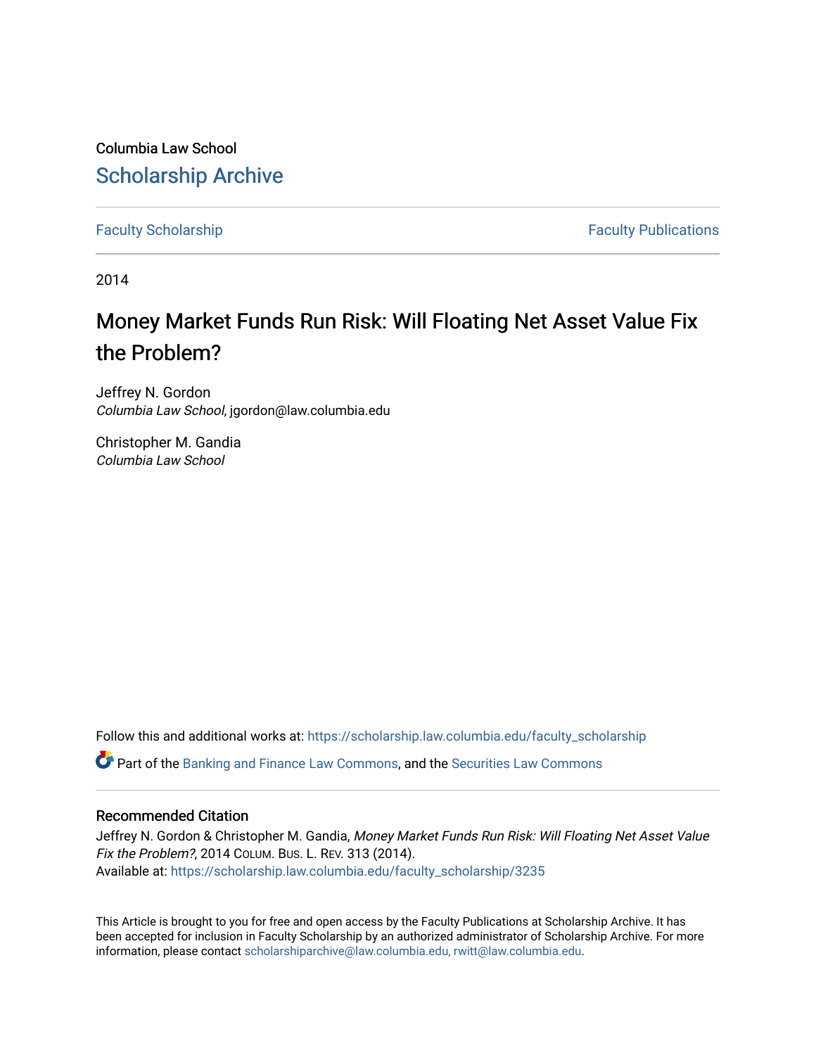Columbia Law School

## Scholarship Archive

Faculty Scholarship | Faculty Publications

2014

# Money Market Funds Run Risk: Will Floating Net Asset Value Fix the Problem?

Jeffrey N. Gordon
*Columbia Law School*, jgordon@law.columbia.edu

Christopher M. Gandia
*Columbia Law School*

Follow this and additional works at: https://scholarship.law.columbia.edu/faculty_scholarship

Part of the Banking and Finance Law Commons, and the Securities Law Commons

### Recommended Citation

Jeffrey N. Gordon & Christopher M. Gandia, *Money Market Funds Run Risk: Will Floating Net Asset Value Fix the Problem?*, 2014 Colum. Bus. L. Rev. 313 (2014).
Available at: https://scholarship.law.columbia.edu/faculty_scholarship/3235

This Article is brought to you for free and open access by the Faculty Publications at Scholarship Archive. It has been accepted for inclusion in Faculty Scholarship by an authorized administrator of Scholarship Archive. For more information, please contact scholarshiparchive@law.columbia.edu, rwitt@law.columbia.edu.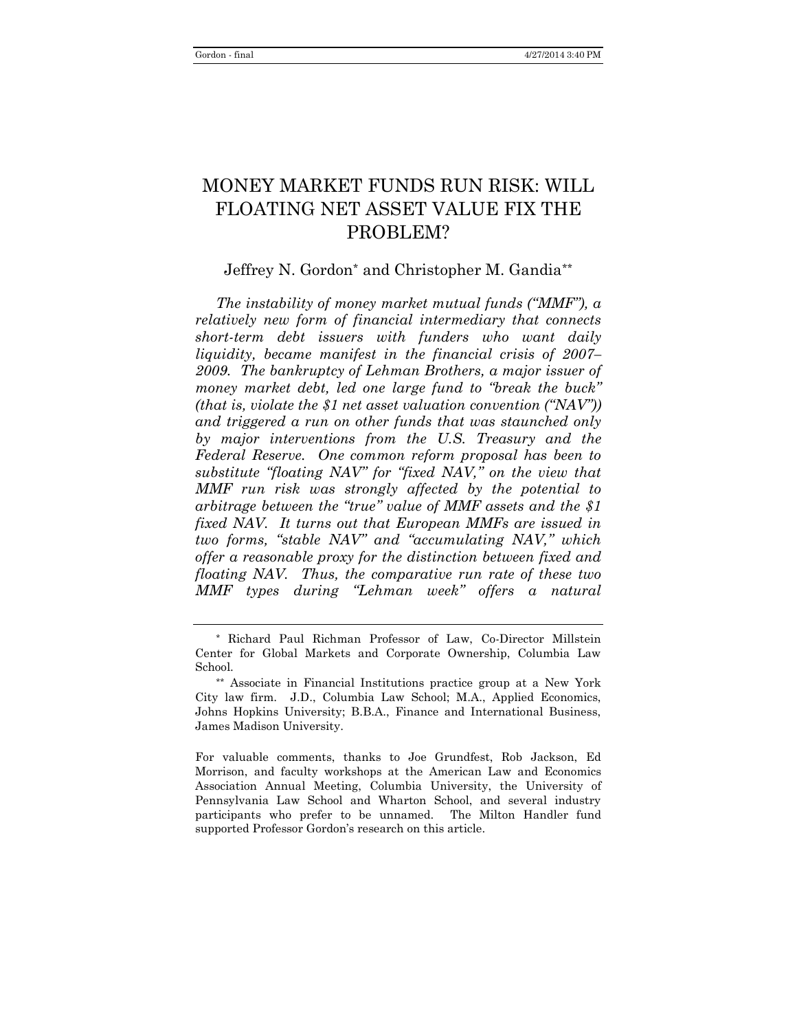# MONEY MARKET FUNDS RUN RISK: WILL FLOATING NET ASSET VALUE FIX THE PROBLEM?

Jeffrey N. Gordon* and Christopher M. Gandia**

*The instability of money market mutual funds ("MMF"), a relatively new form of financial intermediary that connects short-term debt issuers with funders who want daily liquidity, became manifest in the financial crisis of 2007–2009. The bankruptcy of Lehman Brothers, a major issuer of money market debt, led one large fund to "break the buck" (that is, violate the $1 net asset valuation convention ("NAV")) and triggered a run on other funds that was staunched only by major interventions from the U.S. Treasury and the Federal Reserve. One common reform proposal has been to substitute "floating NAV" for "fixed NAV," on the view that MMF run risk was strongly affected by the potential to arbitrage between the "true" value of MMF assets and the $1 fixed NAV. It turns out that European MMFs are issued in two forms, "stable NAV" and "accumulating NAV," which offer a reasonable proxy for the distinction between fixed and floating NAV. Thus, the comparative run rate of these two MMF types during "Lehman week" offers a natural*

---

\* Richard Paul Richman Professor of Law, Co-Director Millstein Center for Global Markets and Corporate Ownership, Columbia Law School.

\*\* Associate in Financial Institutions practice group at a New York City law firm. J.D., Columbia Law School; M.A., Applied Economics, Johns Hopkins University; B.B.A., Finance and International Business, James Madison University.

For valuable comments, thanks to Joe Grundfest, Rob Jackson, Ed Morrison, and faculty workshops at the American Law and Economics Association Annual Meeting, Columbia University, the University of Pennsylvania Law School and Wharton School, and several industry participants who prefer to be unnamed. The Milton Handler fund supported Professor Gordon's research on this article.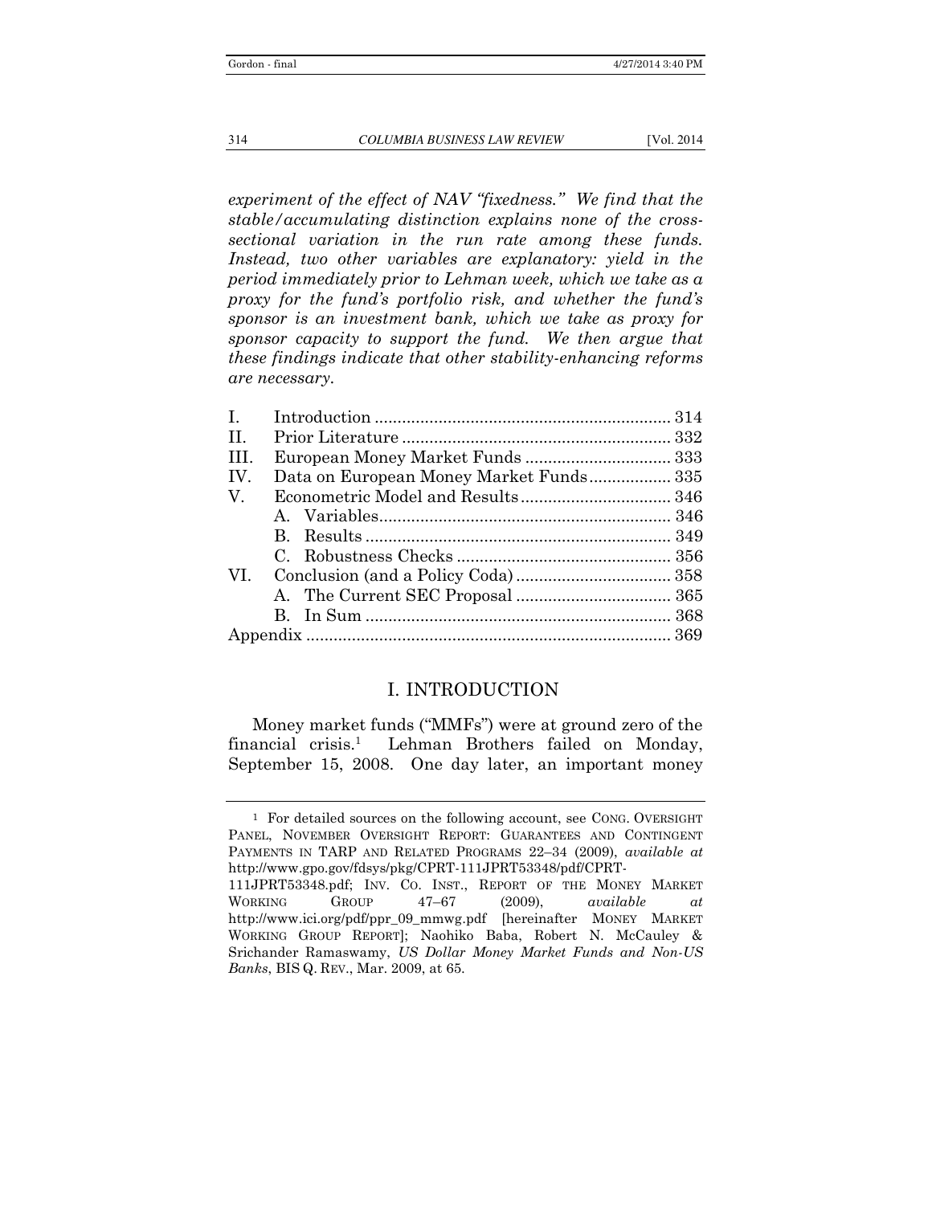*experiment of the effect of NAV "fixedness." We find that the stable/accumulating distinction explains none of the cross-sectional variation in the run rate among these funds. Instead, two other variables are explanatory: yield in the period immediately prior to Lehman week, which we take as a proxy for the fund's portfolio risk, and whether the fund's sponsor is an investment bank, which we take as proxy for sponsor capacity to support the fund. We then argue that these findings indicate that other stability-enhancing reforms are necessary.*

| | | |
|---|---|---|
| I. | Introduction | 314 |
| II. | Prior Literature | 332 |
| III. | European Money Market Funds | 333 |
| IV. | Data on European Money Market Funds | 335 |
| V. | Econometric Model and Results | 346 |
| | A. Variables | 346 |
| | B. Results | 349 |
| | C. Robustness Checks | 356 |
| VI. | Conclusion (and a Policy Coda) | 358 |
| | A. The Current SEC Proposal | 365 |
| | B. In Sum | 368 |
| Appendix | | 369 |

## I. INTRODUCTION

Money market funds ("MMFs") were at ground zero of the financial crisis.[1] Lehman Brothers failed on Monday, September 15, 2008. One day later, an important money

---

[1] For detailed sources on the following account, see CONG. OVERSIGHT PANEL, NOVEMBER OVERSIGHT REPORT: GUARANTEES AND CONTINGENT PAYMENTS IN TARP AND RELATED PROGRAMS 22–34 (2009), *available at* http://www.gpo.gov/fdsys/pkg/CPRT-111JPRT53348/pdf/CPRT-111JPRT53348.pdf; INV. CO. INST., REPORT OF THE MONEY MARKET WORKING GROUP 47–67 (2009), *available at* http://www.ici.org/pdf/ppr_09_mmwg.pdf [hereinafter MONEY MARKET WORKING GROUP REPORT]; Naohiko Baba, Robert N. McCauley & Srichander Ramaswamy, *US Dollar Money Market Funds and Non-US Banks*, BIS Q. REV., Mar. 2009, at 65.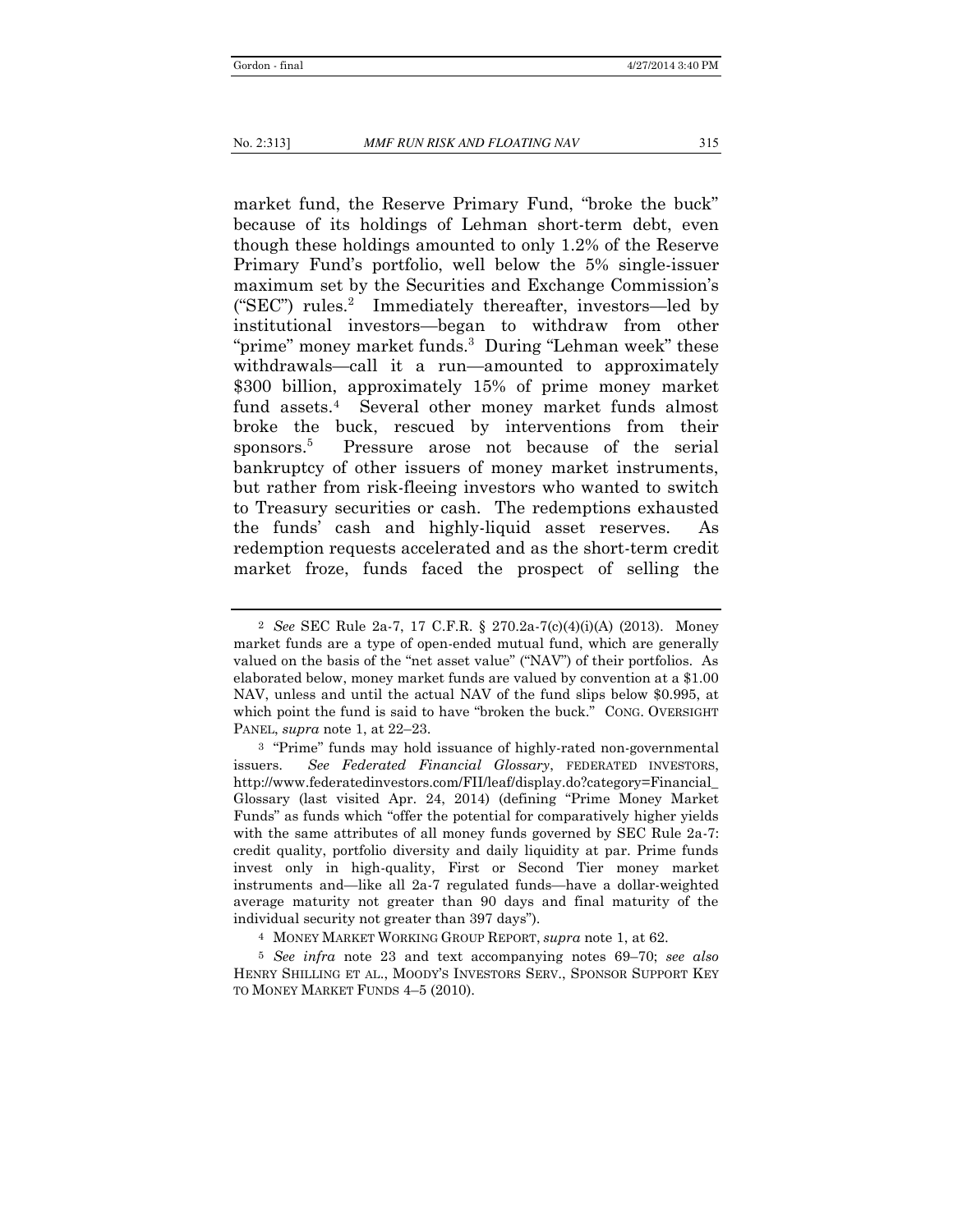market fund, the Reserve Primary Fund, "broke the buck" because of its holdings of Lehman short-term debt, even though these holdings amounted to only 1.2% of the Reserve Primary Fund's portfolio, well below the 5% single-issuer maximum set by the Securities and Exchange Commission's ("SEC") rules.[2] Immediately thereafter, investors—led by institutional investors—began to withdraw from other "prime" money market funds.[3] During "Lehman week" these withdrawals—call it a run—amounted to approximately $300 billion, approximately 15% of prime money market fund assets.[4] Several other money market funds almost broke the buck, rescued by interventions from their sponsors.[5] Pressure arose not because of the serial bankruptcy of other issuers of money market instruments, but rather from risk-fleeing investors who wanted to switch to Treasury securities or cash. The redemptions exhausted the funds' cash and highly-liquid asset reserves. As redemption requests accelerated and as the short-term credit market froze, funds faced the prospect of selling the

---

[2] *See* SEC Rule 2a-7, 17 C.F.R. § 270.2a-7(c)(4)(i)(A) (2013). Money market funds are a type of open-ended mutual fund, which are generally valued on the basis of the "net asset value" ("NAV") of their portfolios. As elaborated below, money market funds are valued by convention at a $1.00 NAV, unless and until the actual NAV of the fund slips below $0.995, at which point the fund is said to have "broken the buck." CONG. OVERSIGHT PANEL, *supra* note 1, at 22–23.

[3] "Prime" funds may hold issuance of highly-rated non-governmental issuers. *See Federal Financial Glossary*, FEDERATED INVESTORS, http://www.federatedinvestors.com/FII/leaf/display.do?category=Financial_Glossary (last visited Apr. 24, 2014) (defining "Prime Money Market Funds" as funds which "offer the potential for comparatively higher yields with the same attributes of all money funds governed by SEC Rule 2a-7: credit quality, portfolio diversity and daily liquidity at par. Prime funds invest only in high-quality, First or Second Tier money market instruments and—like all 2a-7 regulated funds—have a dollar-weighted average maturity not greater than 90 days and final maturity of the individual security not greater than 397 days").

[4] MONEY MARKET WORKING GROUP REPORT, *supra* note 1, at 62.

[5] *See infra* note 23 and text accompanying notes 69–70; *see also* HENRY SHILLING ET AL., MOODY'S INVESTORS SERV., SPONSOR SUPPORT KEY TO MONEY MARKET FUNDS 4–5 (2010).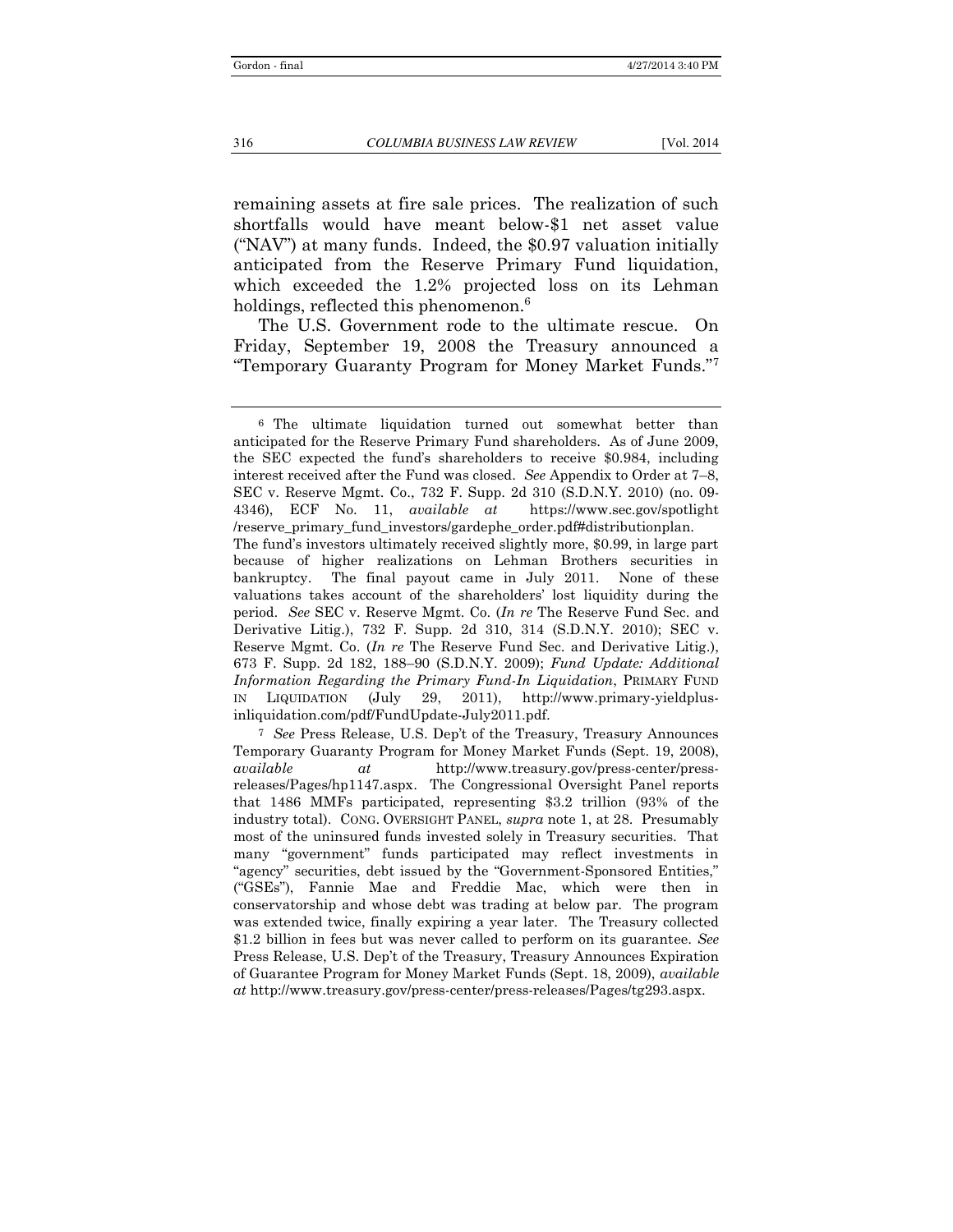remaining assets at fire sale prices. The realization of such shortfalls would have meant below-$1 net asset value ("NAV") at many funds. Indeed, the $0.97 valuation initially anticipated from the Reserve Primary Fund liquidation, which exceeded the 1.2% projected loss on its Lehman holdings, reflected this phenomenon.[6]

The U.S. Government rode to the ultimate rescue. On Friday, September 19, 2008 the Treasury announced a "Temporary Guaranty Program for Money Market Funds."[7]

---

[6] The ultimate liquidation turned out somewhat better than anticipated for the Reserve Primary Fund shareholders. As of June 2009, the SEC expected the fund's shareholders to receive $0.984, including interest received after the Fund was closed. *See* Appendix to Order at 7–8, SEC v. Reserve Mgmt. Co., 732 F. Supp. 2d 310 (S.D.N.Y. 2010) (no. 09-4346), ECF No. 11, *available at* https://www.sec.gov/spotlight/reserve_primary_fund_investors/gardephe_order.pdf#distributionplan. The fund's investors ultimately received slightly more, $0.99, in large part because of higher realizations on Lehman Brothers securities in bankruptcy. The final payout came in July 2011. None of these valuations takes account of the shareholders' lost liquidity during the period. *See* SEC v. Reserve Mgmt. Co. (*In re* The Reserve Fund Sec. and Derivative Litig.), 732 F. Supp. 2d 310, 314 (S.D.N.Y. 2010); SEC v. Reserve Mgmt. Co. (*In re* The Reserve Fund Sec. and Derivative Litig.), 673 F. Supp. 2d 182, 188–90 (S.D.N.Y. 2009); *Fund Update: Additional Information Regarding the Primary Fund-In Liquidation*, PRIMARY FUND IN LIQUIDATION (July 29, 2011), http://www.primary-yieldplus-inliquidation.com/pdf/FundUpdate-July2011.pdf.

[7] *See* Press Release, U.S. Dep't of the Treasury, Treasury Announces Temporary Guaranty Program for Money Market Funds (Sept. 19, 2008), *available at* http://www.treasury.gov/press-center/press-releases/Pages/hp1147.aspx. The Congressional Oversight Panel reports that 1486 MMFs participated, representing $3.2 trillion (93% of the industry total). CONG. OVERSIGHT PANEL, *supra* note 1, at 28. Presumably most of the uninsured funds invested solely in Treasury securities. That many "government" funds participated may reflect investments in "agency" securities, debt issued by the "Government-Sponsored Entities," ("GSEs"), Fannie Mae and Freddie Mac, which were then in conservatorship and whose debt was trading at below par. The program was extended twice, finally expiring a year later. The Treasury collected $1.2 billion in fees but was never called to perform on its guarantee. *See* Press Release, U.S. Dep't of the Treasury, Treasury Announces Expiration of Guarantee Program for Money Market Funds (Sept. 18, 2009), *available at* http://www.treasury.gov/press-center/press-releases/Pages/tg293.aspx.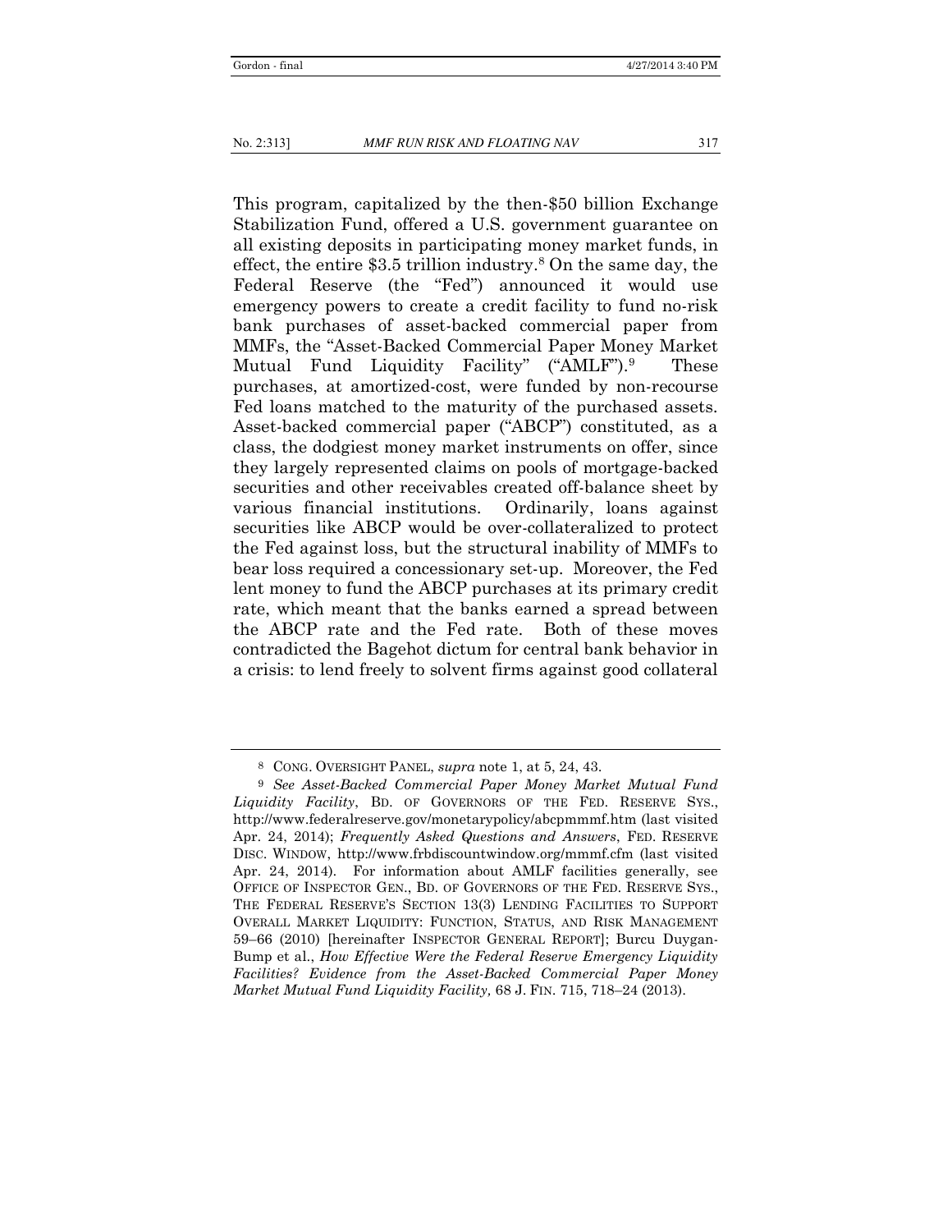This program, capitalized by the then-$50 billion Exchange Stabilization Fund, offered a U.S. government guarantee on all existing deposits in participating money market funds, in effect, the entire $3.5 trillion industry.[8] On the same day, the Federal Reserve (the "Fed") announced it would use emergency powers to create a credit facility to fund no-risk bank purchases of asset-backed commercial paper from MMFs, the "Asset-Backed Commercial Paper Money Market Mutual Fund Liquidity Facility" ("AMLF").[9] These purchases, at amortized-cost, were funded by non-recourse Fed loans matched to the maturity of the purchased assets. Asset-backed commercial paper ("ABCP") constituted, as a class, the dodgiest money market instruments on offer, since they largely represented claims on pools of mortgage-backed securities and other receivables created off-balance sheet by various financial institutions. Ordinarily, loans against securities like ABCP would be over-collateralized to protect the Fed against loss, but the structural inability of MMFs to bear loss required a concessionary set-up. Moreover, the Fed lent money to fund the ABCP purchases at its primary credit rate, which meant that the banks earned a spread between the ABCP rate and the Fed rate. Both of these moves contradicted the Bagehot dictum for central bank behavior in a crisis: to lend freely to solvent firms against good collateral

---

[8] CONG. OVERSIGHT PANEL, *supra* note 1, at 5, 24, 43.

[9] *See Asset-Backed Commercial Paper Money Market Mutual Fund Liquidity Facility*, BD. OF GOVERNORS OF THE FED. RESERVE SYS., http://www.federalreserve.gov/monetarypolicy/abcpmmmf.htm (last visited Apr. 24, 2014); *Frequently Asked Questions and Answers*, FED. RESERVE DISC. WINDOW, http://www.frbdiscountwindow.org/mmmf.cfm (last visited Apr. 24, 2014). For information about AMLF facilities generally, see OFFICE OF INSPECTOR GEN., BD. OF GOVERNORS OF THE FED. RESERVE SYS., THE FEDERAL RESERVE'S SECTION 13(3) LENDING FACILITIES TO SUPPORT OVERALL MARKET LIQUIDITY: FUNCTION, STATUS, AND RISK MANAGEMENT 59–66 (2010) [hereinafter INSPECTOR GENERAL REPORT]; Burcu Duygan-Bump et al., *How Effective Were the Federal Reserve Emergency Liquidity Facilities? Evidence from the Asset-Backed Commercial Paper Money Market Mutual Fund Liquidity Facility,* 68 J. FIN. 715, 718–24 (2013).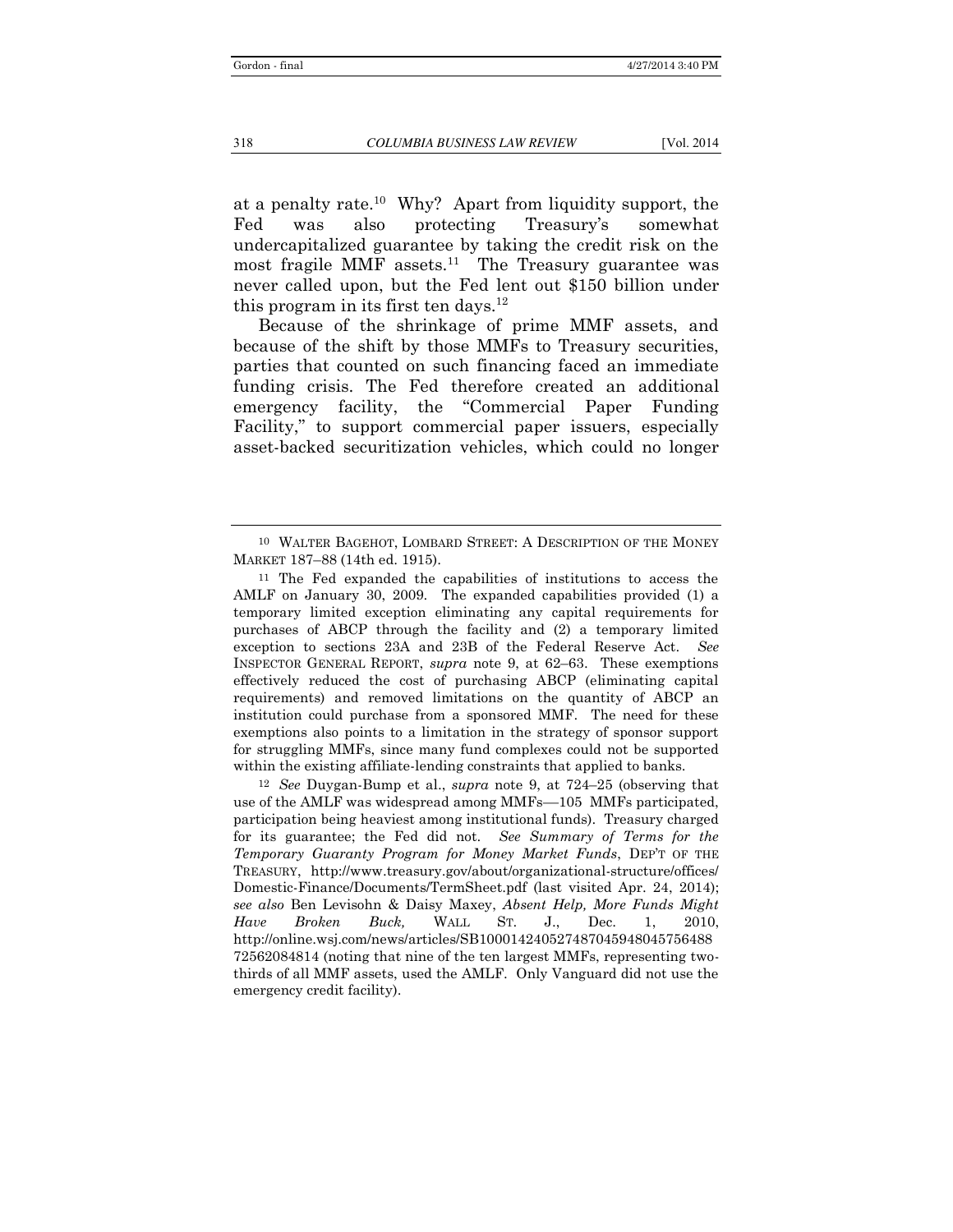at a penalty rate.[10] Why? Apart from liquidity support, the Fed was also protecting Treasury's somewhat undercapitalized guarantee by taking the credit risk on the most fragile MMF assets.[11] The Treasury guarantee was never called upon, but the Fed lent out $150 billion under this program in its first ten days.[12]

Because of the shrinkage of prime MMF assets, and because of the shift by those MMFs to Treasury securities, parties that counted on such financing faced an immediate funding crisis. The Fed therefore created an additional emergency facility, the "Commercial Paper Funding Facility," to support commercial paper issuers, especially asset-backed securitization vehicles, which could no longer

---

[10] WALTER BAGEHOT, LOMBARD STREET: A DESCRIPTION OF THE MONEY MARKET 187–88 (14th ed. 1915).

[11] The Fed expanded the capabilities of institutions to access the AMLF on January 30, 2009. The expanded capabilities provided (1) a temporary limited exception eliminating any capital requirements for purchases of ABCP through the facility and (2) a temporary limited exception to sections 23A and 23B of the Federal Reserve Act. *See* INSPECTOR GENERAL REPORT, *supra* note 9, at 62–63. These exemptions effectively reduced the cost of purchasing ABCP (eliminating capital requirements) and removed limitations on the quantity of ABCP an institution could purchase from a sponsored MMF. The need for these exemptions also points to a limitation in the strategy of sponsor support for struggling MMFs, since many fund complexes could not be supported within the existing affiliate-lending constraints that applied to banks.

[12] *See* Duygan-Bump et al., *supra* note 9, at 724–25 (observing that use of the AMLF was widespread among MMFs—105 MMFs participated, participation being heaviest among institutional funds). Treasury charged for its guarantee; the Fed did not. *See Summary of Terms for the Temporary Guaranty Program for Money Market Funds*, DEP'T OF THE TREASURY, http://www.treasury.gov/about/organizational-structure/offices/Domestic-Finance/Documents/TermSheet.pdf (last visited Apr. 24, 2014); *see also* Ben Levisohn & Daisy Maxey, *Absent Help, More Funds Might Have Broken Buck,* WALL ST. J., Dec. 1, 2010, http://online.wsj.com/news/articles/SB10001424052748704594804575648872562084814 (noting that nine of the ten largest MMFs, representing two-thirds of all MMF assets, used the AMLF. Only Vanguard did not use the emergency credit facility).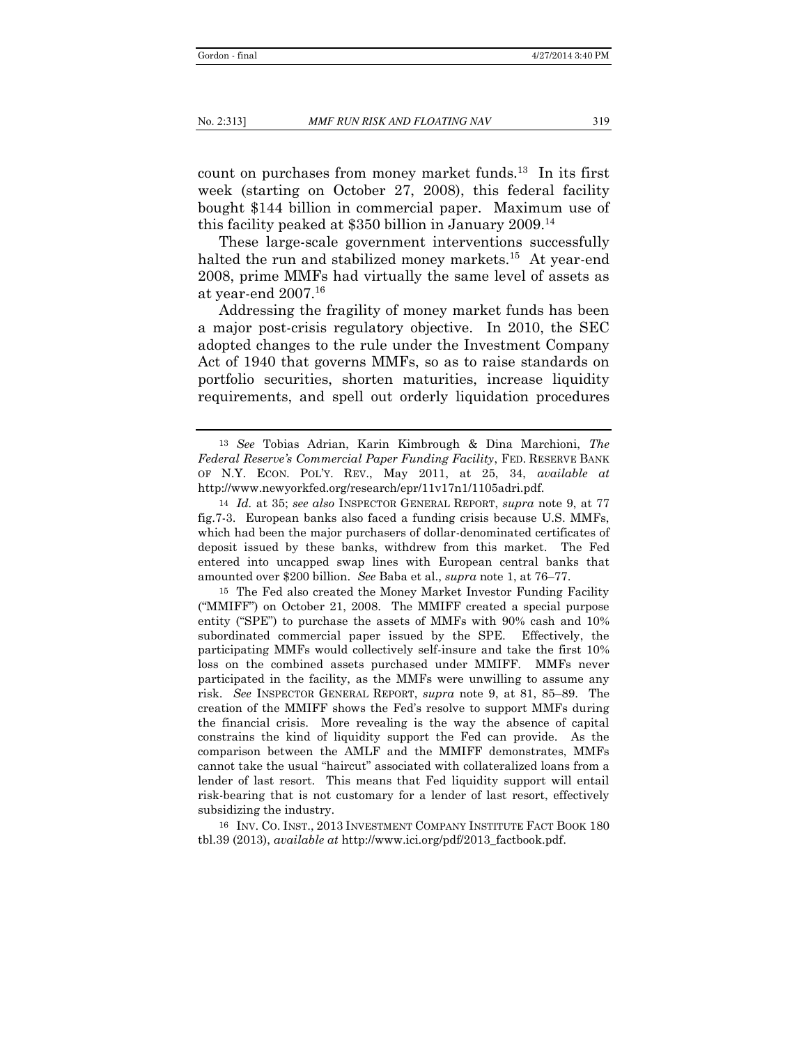count on purchases from money market funds.[13] In its first week (starting on October 27, 2008), this federal facility bought $144 billion in commercial paper. Maximum use of this facility peaked at $350 billion in January 2009.[14]

These large-scale government interventions successfully halted the run and stabilized money markets.[15] At year-end 2008, prime MMFs had virtually the same level of assets as at year-end 2007.[16]

Addressing the fragility of money market funds has been a major post-crisis regulatory objective. In 2010, the SEC adopted changes to the rule under the Investment Company Act of 1940 that governs MMFs, so as to raise standards on portfolio securities, shorten maturities, increase liquidity requirements, and spell out orderly liquidation procedures

---

[13] *See* Tobias Adrian, Karin Kimbrough & Dina Marchioni, *The Federal Reserve's Commercial Paper Funding Facility*, FED. RESERVE BANK OF N.Y. ECON. POL'Y. REV., May 2011, at 25, 34, *available at* http://www.newyorkfed.org/research/epr/11v17n1/1105adri.pdf.

[14] *Id.* at 35; *see also* INSPECTOR GENERAL REPORT, *supra* note 9, at 77 fig.7-3. European banks also faced a funding crisis because U.S. MMFs, which had been the major purchasers of dollar-denominated certificates of deposit issued by these banks, withdrew from this market. The Fed entered into uncapped swap lines with European central banks that amounted over $200 billion. *See* Baba et al., *supra* note 1, at 76–77.

[15] The Fed also created the Money Market Investor Funding Facility ("MMIFF") on October 21, 2008. The MMIFF created a special purpose entity ("SPE") to purchase the assets of MMFs with 90% cash and 10% subordinated commercial paper issued by the SPE. Effectively, the participating MMFs would collectively self-insure and take the first 10% loss on the combined assets purchased under MMIFF. MMFs never participated in the facility, as the MMFs were unwilling to assume any risk. *See* INSPECTOR GENERAL REPORT, *supra* note 9, at 81, 85–89. The creation of the MMIFF shows the Fed's resolve to support MMFs during the financial crisis. More revealing is the way the absence of capital constrains the kind of liquidity support the Fed can provide. As the comparison between the AMLF and the MMIFF demonstrates, MMFs cannot take the usual "haircut" associated with collateralized loans from a lender of last resort. This means that Fed liquidity support will entail risk-bearing that is not customary for a lender of last resort, effectively subsidizing the industry.

[16] INV. CO. INST., 2013 INVESTMENT COMPANY INSTITUTE FACT BOOK 180 tbl.39 (2013), *available at* http://www.ici.org/pdf/2013_factbook.pdf.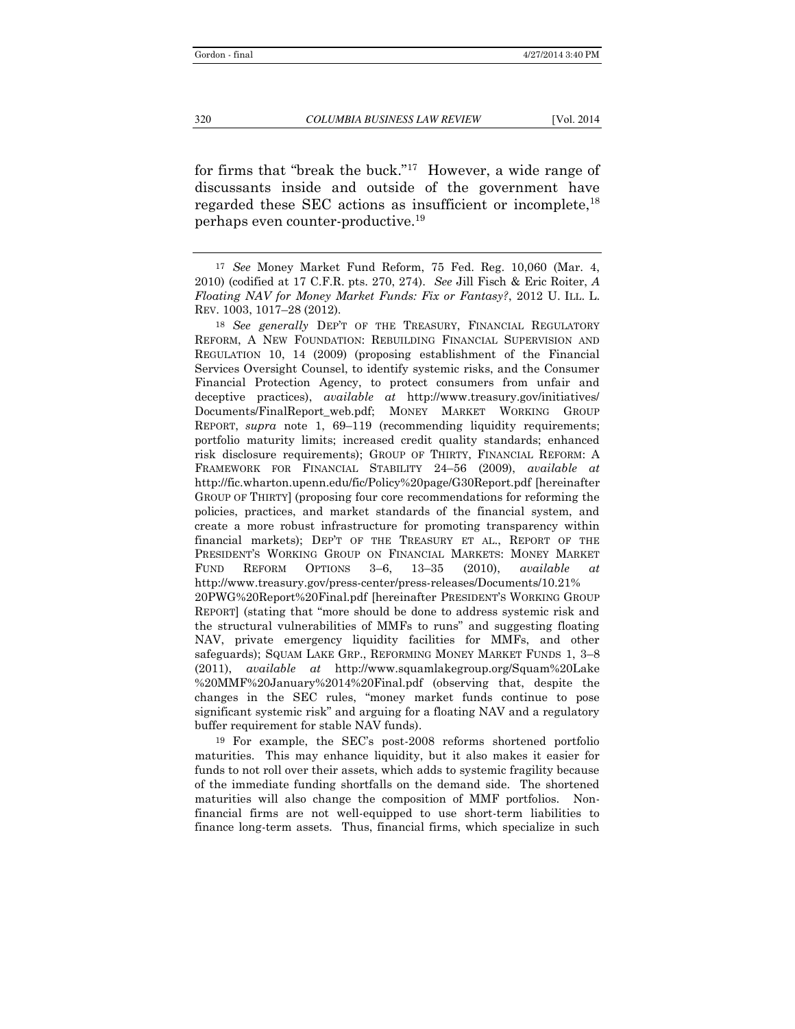for firms that "break the buck."[17] However, a wide range of discussants inside and outside of the government have regarded these SEC actions as insufficient or incomplete,[18] perhaps even counter-productive.[19]

---

[17] *See* Money Market Fund Reform, 75 Fed. Reg. 10,060 (Mar. 4, 2010) (codified at 17 C.F.R. pts. 270, 274). *See* Jill Fisch & Eric Roiter, *A Floating NAV for Money Market Funds: Fix or Fantasy?*, 2012 U. ILL. L. REV. 1003, 1017–28 (2012).

[18] *See generally* DEP'T OF THE TREASURY, FINANCIAL REGULATORY REFORM, A NEW FOUNDATION: REBUILDING FINANCIAL SUPERVISION AND REGULATION 10, 14 (2009) (proposing establishment of the Financial Services Oversight Counsel, to identify systemic risks, and the Consumer Financial Protection Agency, to protect consumers from unfair and deceptive practices), *available at* http://www.treasury.gov/initiatives/Documents/FinalReport_web.pdf; MONEY MARKET WORKING GROUP REPORT, *supra* note 1, 69–119 (recommending liquidity requirements; portfolio maturity limits; increased credit quality standards; enhanced risk disclosure requirements); GROUP OF THIRTY, FINANCIAL REFORM: A FRAMEWORK FOR FINANCIAL STABILITY 24–56 (2009), *available at* http://fic.wharton.upenn.edu/fic/Policy%20page/G30Report.pdf [hereinafter GROUP OF THIRTY] (proposing four core recommendations for reforming the policies, practices, and market standards of the financial system, and create a more robust infrastructure for promoting transparency within financial markets); DEP'T OF THE TREASURY ET AL., REPORT OF THE PRESIDENT'S WORKING GROUP ON FINANCIAL MARKETS: MONEY MARKET FUND REFORM OPTIONS 3–6, 13–35 (2010), *available at* http://www.treasury.gov/press-center/press-releases/Documents/10.21%20PWG%20Report%20Final.pdf [hereinafter PRESIDENT'S WORKING GROUP REPORT] (stating that "more should be done to address systemic risk and the structural vulnerabilities of MMFs to runs" and suggesting floating NAV, private emergency liquidity facilities for MMFs, and other safeguards); SQUAM LAKE GRP., REFORMING MONEY MARKET FUNDS 1, 3–8 (2011), *available at* http://www.squamlakegroup.org/Squam%20Lake%20MMF%20January%2014%20Final.pdf (observing that, despite the changes in the SEC rules, "money market funds continue to pose significant systemic risk" and arguing for a floating NAV and a regulatory buffer requirement for stable NAV funds).

[19] For example, the SEC's post-2008 reforms shortened portfolio maturities. This may enhance liquidity, but it also makes it easier for funds to not roll over their assets, which adds to systemic fragility because of the immediate funding shortfalls on the demand side. The shortened maturities will also change the composition of MMF portfolios. Non-financial firms are not well-equipped to use short-term liabilities to finance long-term assets. Thus, financial firms, which specialize in such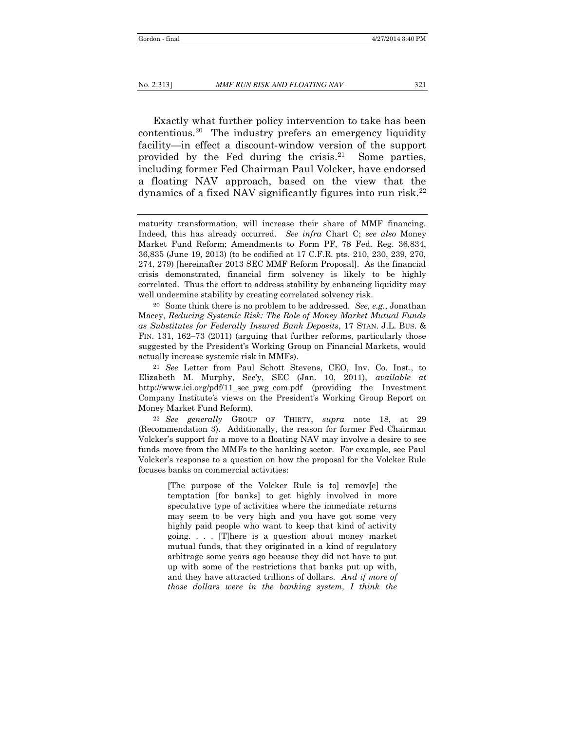Exactly what further policy intervention to take has been contentious.[20] The industry prefers an emergency liquidity facility—in effect a discount-window version of the support provided by the Fed during the crisis.[21] Some parties, including former Fed Chairman Paul Volcker, have endorsed a floating NAV approach, based on the view that the dynamics of a fixed NAV significantly figures into run risk.[22]

---

maturity transformation, will increase their share of MMF financing. Indeed, this has already occurred. *See infra* Chart C; *see also* Money Market Fund Reform; Amendments to Form PF, 78 Fed. Reg. 36,834, 36,835 (June 19, 2013) (to be codified at 17 C.F.R. pts. 210, 230, 239, 270, 274, 279) [hereinafter 2013 SEC MMF Reform Proposal]. As the financial crisis demonstrated, financial firm solvency is likely to be highly correlated. Thus the effort to address stability by enhancing liquidity may well undermine stability by creating correlated solvency risk.

[20] Some think there is no problem to be addressed. *See, e.g.*, Jonathan Macey, *Reducing Systemic Risk: The Role of Money Market Mutual Funds as Substitutes for Federally Insured Bank Deposits*, 17 STAN. J.L. BUS. & FIN. 131, 162–73 (2011) (arguing that further reforms, particularly those suggested by the President's Working Group on Financial Markets, would actually increase systemic risk in MMFs).

[21] *See* Letter from Paul Schott Stevens, CEO, Inv. Co. Inst., to Elizabeth M. Murphy, Sec'y, SEC (Jan. 10, 2011), *available at* http://www.ici.org/pdf/11_sec_pwg_com.pdf (providing the Investment Company Institute's views on the President's Working Group Report on Money Market Fund Reform).

[22] *See generally* GROUP OF THIRTY, *supra* note 18, at 29 (Recommendation 3). Additionally, the reason for former Fed Chairman Volcker's support for a move to a floating NAV may involve a desire to see funds move from the MMFs to the banking sector. For example, see Paul Volcker's response to a question on how the proposal for the Volcker Rule focuses banks on commercial activities:

> [The purpose of the Volcker Rule is to] remov[e] the temptation [for banks] to get highly involved in more speculative type of activities where the immediate returns may seem to be very high and you have got some very highly paid people who want to keep that kind of activity going. . . . [T]here is a question about money market mutual funds, that they originated in a kind of regulatory arbitrage some years ago because they did not have to put up with some of the restrictions that banks put up with, and they have attracted trillions of dollars. *And if more of those dollars were in the banking system, I think the*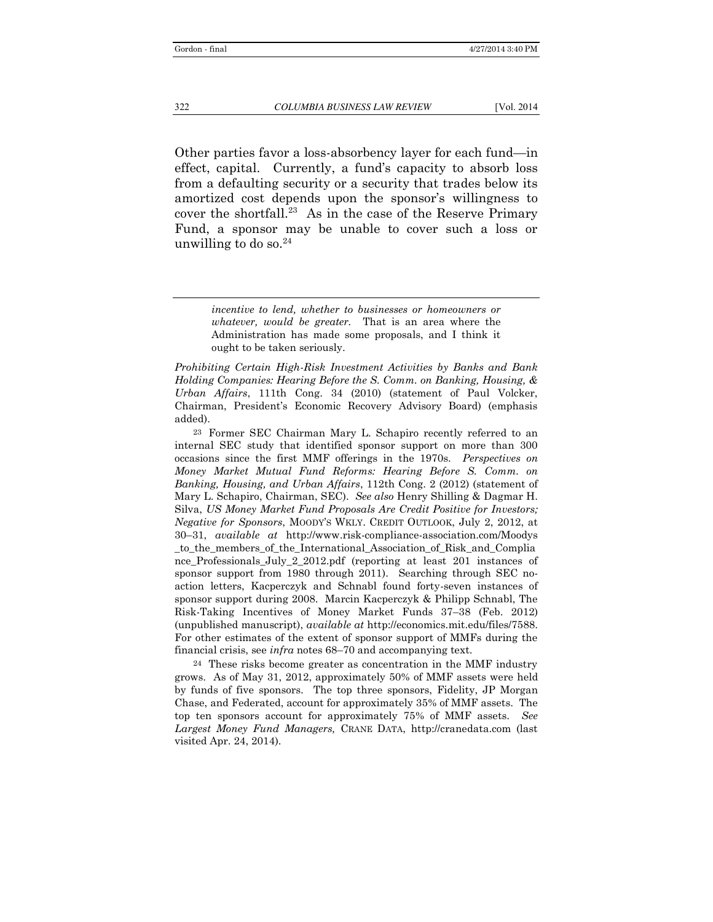Other parties favor a loss-absorbency layer for each fund—in effect, capital. Currently, a fund's capacity to absorb loss from a defaulting security or a security that trades below its amortized cost depends upon the sponsor's willingness to cover the shortfall.[23] As in the case of the Reserve Primary Fund, a sponsor may be unable to cover such a loss or unwilling to do so.[24]

> *incentive to lend, whether to businesses or homeowners or whatever, would be greater.* That is an area where the Administration has made some proposals, and I think it ought to be taken seriously.

*Prohibiting Certain High-Risk Investment Activities by Banks and Bank Holding Companies: Hearing Before the S. Comm. on Banking, Housing, & Urban Affairs*, 111th Cong. 34 (2010) (statement of Paul Volcker, Chairman, President's Economic Recovery Advisory Board) (emphasis added).

23 Former SEC Chairman Mary L. Schapiro recently referred to an internal SEC study that identified sponsor support on more than 300 occasions since the first MMF offerings in the 1970s. *Perspectives on Money Market Mutual Fund Reforms: Hearing Before S. Comm. on Banking, Housing, and Urban Affairs*, 112th Cong. 2 (2012) (statement of Mary L. Schapiro, Chairman, SEC). *See also* Henry Shilling & Dagmar H. Silva, *US Money Market Fund Proposals Are Credit Positive for Investors; Negative for Sponsors*, MOODY'S WKLY. CREDIT OUTLOOK, July 2, 2012, at 30–31, *available at* http://www.risk-compliance-association.com/Moodys_to_the_members_of_the_International_Association_of_Risk_and_Compliance_Professionals_July_2_2012.pdf (reporting at least 201 instances of sponsor support from 1980 through 2011). Searching through SEC no-action letters, Kacperczyk and Schnabl found forty-seven instances of sponsor support during 2008. Marcin Kacperczyk & Philipp Schnabl, The Risk-Taking Incentives of Money Market Funds 37–38 (Feb. 2012) (unpublished manuscript), *available at* http://economics.mit.edu/files/7588. For other estimates of the extent of sponsor support of MMFs during the financial crisis, see *infra* notes 68–70 and accompanying text.

24 These risks become greater as concentration in the MMF industry grows. As of May 31, 2012, approximately 50% of MMF assets were held by funds of five sponsors. The top three sponsors, Fidelity, JP Morgan Chase, and Federated, account for approximately 35% of MMF assets. The top ten sponsors account for approximately 75% of MMF assets. *See Largest Money Fund Managers,* CRANE DATA, http://cranedata.com (last visited Apr. 24, 2014).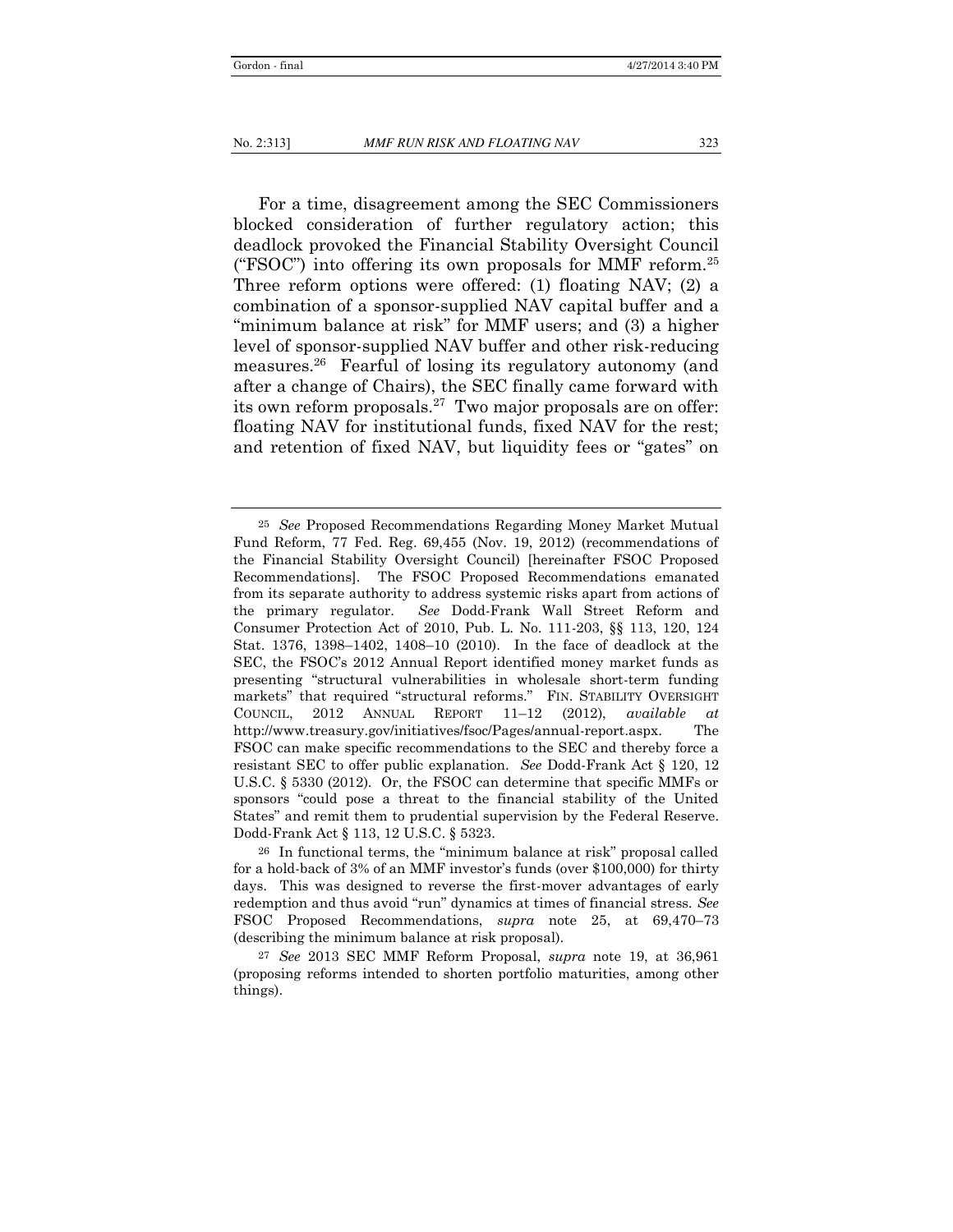For a time, disagreement among the SEC Commissioners blocked consideration of further regulatory action; this deadlock provoked the Financial Stability Oversight Council ("FSOC") into offering its own proposals for MMF reform.[25] Three reform options were offered: (1) floating NAV; (2) a combination of a sponsor-supplied NAV capital buffer and a "minimum balance at risk" for MMF users; and (3) a higher level of sponsor-supplied NAV buffer and other risk-reducing measures.[26] Fearful of losing its regulatory autonomy (and after a change of Chairs), the SEC finally came forward with its own reform proposals.[27] Two major proposals are on offer: floating NAV for institutional funds, fixed NAV for the rest; and retention of fixed NAV, but liquidity fees or "gates" on

---

[25] *See* Proposed Recommendations Regarding Money Market Mutual Fund Reform, 77 Fed. Reg. 69,455 (Nov. 19, 2012) (recommendations of the Financial Stability Oversight Council) [hereinafter FSOC Proposed Recommendations]. The FSOC Proposed Recommendations emanated from its separate authority to address systemic risks apart from actions of the primary regulator. *See* Dodd-Frank Wall Street Reform and Consumer Protection Act of 2010, Pub. L. No. 111-203, §§ 113, 120, 124 Stat. 1376, 1398–1402, 1408–10 (2010). In the face of deadlock at the SEC, the FSOC's 2012 Annual Report identified money market funds as presenting "structural vulnerabilities in wholesale short-term funding markets" that required "structural reforms." FIN. STABILITY OVERSIGHT COUNCIL, 2012 ANNUAL REPORT 11–12 (2012), *available at* http://www.treasury.gov/initiatives/fsoc/Pages/annual-report.aspx. The FSOC can make specific recommendations to the SEC and thereby force a resistant SEC to offer public explanation. *See* Dodd-Frank Act § 120, 12 U.S.C. § 5330 (2012). Or, the FSOC can determine that specific MMFs or sponsors "could pose a threat to the financial stability of the United States" and remit them to prudential supervision by the Federal Reserve. Dodd-Frank Act § 113, 12 U.S.C. § 5323.

[26] In functional terms, the "minimum balance at risk" proposal called for a hold-back of 3% of an MMF investor's funds (over $100,000) for thirty days. This was designed to reverse the first-mover advantages of early redemption and thus avoid "run" dynamics at times of financial stress. *See* FSOC Proposed Recommendations, *supra* note 25, at 69,470–73 (describing the minimum balance at risk proposal).

[27] *See* 2013 SEC MMF Reform Proposal, *supra* note 19, at 36,961 (proposing reforms intended to shorten portfolio maturities, among other things).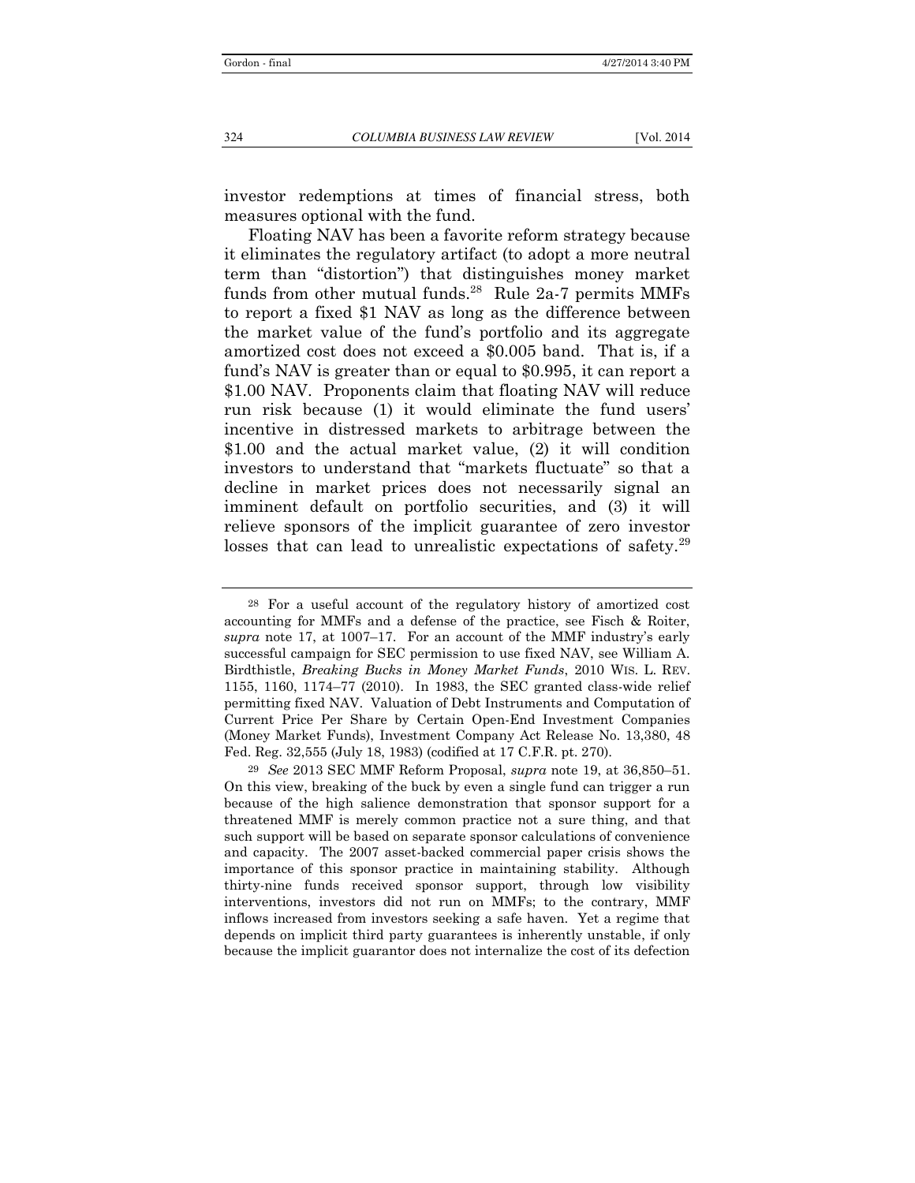investor redemptions at times of financial stress, both measures optional with the fund.

Floating NAV has been a favorite reform strategy because it eliminates the regulatory artifact (to adopt a more neutral term than "distortion") that distinguishes money market funds from other mutual funds.[28] Rule 2a-7 permits MMFs to report a fixed \$1 NAV as long as the difference between the market value of the fund's portfolio and its aggregate amortized cost does not exceed a \$0.005 band. That is, if a fund's NAV is greater than or equal to \$0.995, it can report a \$1.00 NAV. Proponents claim that floating NAV will reduce run risk because (1) it would eliminate the fund users' incentive in distressed markets to arbitrage between the \$1.00 and the actual market value, (2) it will condition investors to understand that "markets fluctuate" so that a decline in market prices does not necessarily signal an imminent default on portfolio securities, and (3) it will relieve sponsors of the implicit guarantee of zero investor losses that can lead to unrealistic expectations of safety.[29]

---

[28] For a useful account of the regulatory history of amortized cost accounting for MMFs and a defense of the practice, see Fisch & Roiter, *supra* note 17, at 1007–17. For an account of the MMF industry's early successful campaign for SEC permission to use fixed NAV, see William A. Birdthistle, *Breaking Bucks in Money Market Funds*, 2010 WIS. L. REV. 1155, 1160, 1174–77 (2010). In 1983, the SEC granted class-wide relief permitting fixed NAV. Valuation of Debt Instruments and Computation of Current Price Per Share by Certain Open-End Investment Companies (Money Market Funds), Investment Company Act Release No. 13,380, 48 Fed. Reg. 32,555 (July 18, 1983) (codified at 17 C.F.R. pt. 270).

[29] *See* 2013 SEC MMF Reform Proposal, *supra* note 19, at 36,850–51. On this view, breaking of the buck by even a single fund can trigger a run because of the high salience demonstration that sponsor support for a threatened MMF is merely common practice not a sure thing, and that such support will be based on separate sponsor calculations of convenience and capacity. The 2007 asset-backed commercial paper crisis shows the importance of this sponsor practice in maintaining stability. Although thirty-nine funds received sponsor support, through low visibility interventions, investors did not run on MMFs; to the contrary, MMF inflows increased from investors seeking a safe haven. Yet a regime that depends on implicit third party guarantees is inherently unstable, if only because the implicit guarantor does not internalize the cost of its defection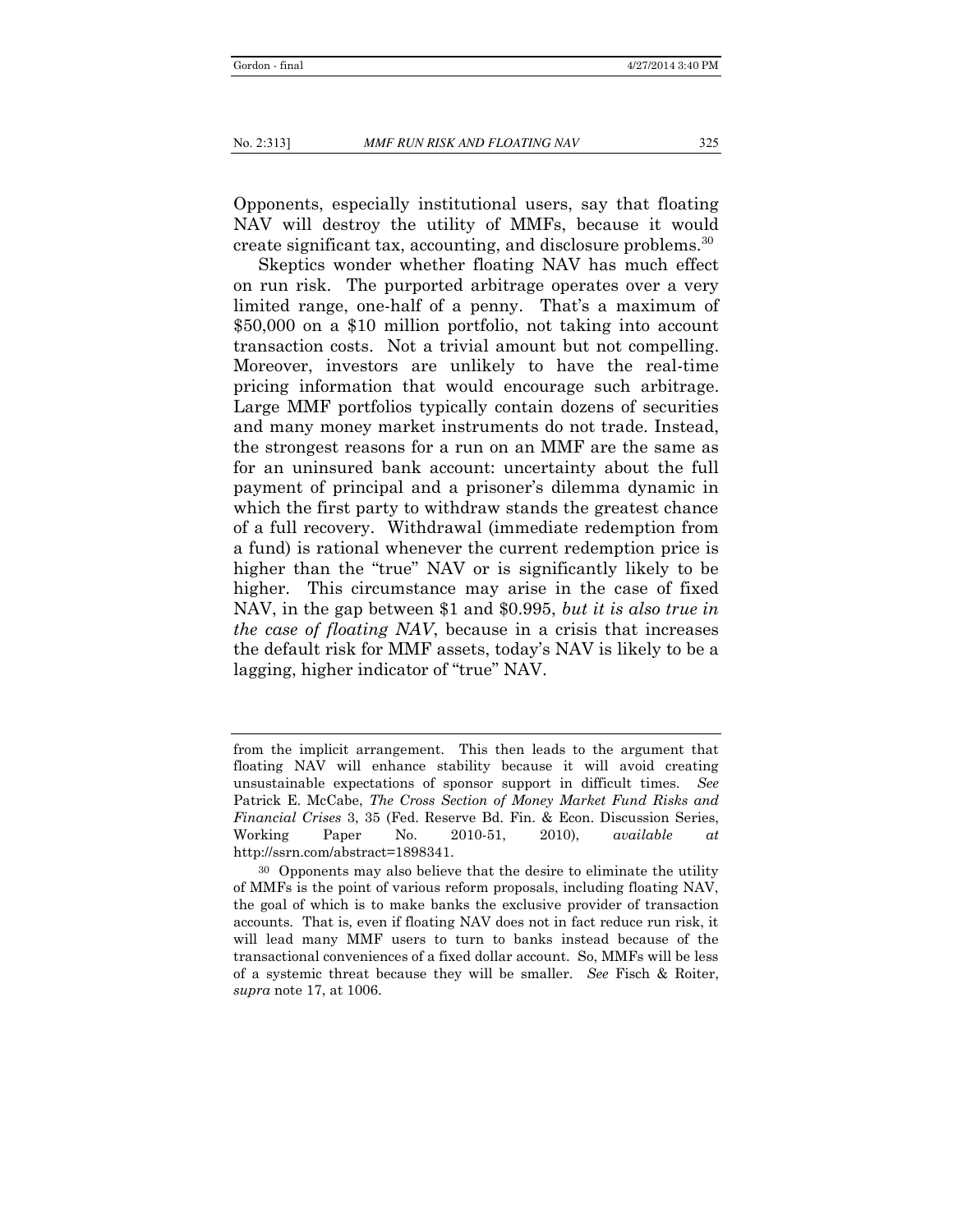Opponents, especially institutional users, say that floating NAV will destroy the utility of MMFs, because it would create significant tax, accounting, and disclosure problems.[30]

Skeptics wonder whether floating NAV has much effect on run risk. The purported arbitrage operates over a very limited range, one-half of a penny. That's a maximum of $50,000 on a $10 million portfolio, not taking into account transaction costs. Not a trivial amount but not compelling. Moreover, investors are unlikely to have the real-time pricing information that would encourage such arbitrage. Large MMF portfolios typically contain dozens of securities and many money market instruments do not trade. Instead, the strongest reasons for a run on an MMF are the same as for an uninsured bank account: uncertainty about the full payment of principal and a prisoner's dilemma dynamic in which the first party to withdraw stands the greatest chance of a full recovery. Withdrawal (immediate redemption from a fund) is rational whenever the current redemption price is higher than the "true" NAV or is significantly likely to be higher. This circumstance may arise in the case of fixed NAV, in the gap between $1 and $0.995, *but it is also true in the case of floating NAV*, because in a crisis that increases the default risk for MMF assets, today's NAV is likely to be a lagging, higher indicator of "true" NAV.

---

from the implicit arrangement. This then leads to the argument that floating NAV will enhance stability because it will avoid creating unsustainable expectations of sponsor support in difficult times. *See* Patrick E. McCabe, *The Cross Section of Money Market Fund Risks and Financial Crises* 3, 35 (Fed. Reserve Bd. Fin. & Econ. Discussion Series, Working Paper No. 2010-51, 2010), *available at* http://ssrn.com/abstract=1898341.

[30] Opponents may also believe that the desire to eliminate the utility of MMFs is the point of various reform proposals, including floating NAV, the goal of which is to make banks the exclusive provider of transaction accounts. That is, even if floating NAV does not in fact reduce run risk, it will lead many MMF users to turn to banks instead because of the transactional conveniences of a fixed dollar account. So, MMFs will be less of a systemic threat because they will be smaller. *See* Fisch & Roiter, *supra* note 17, at 1006.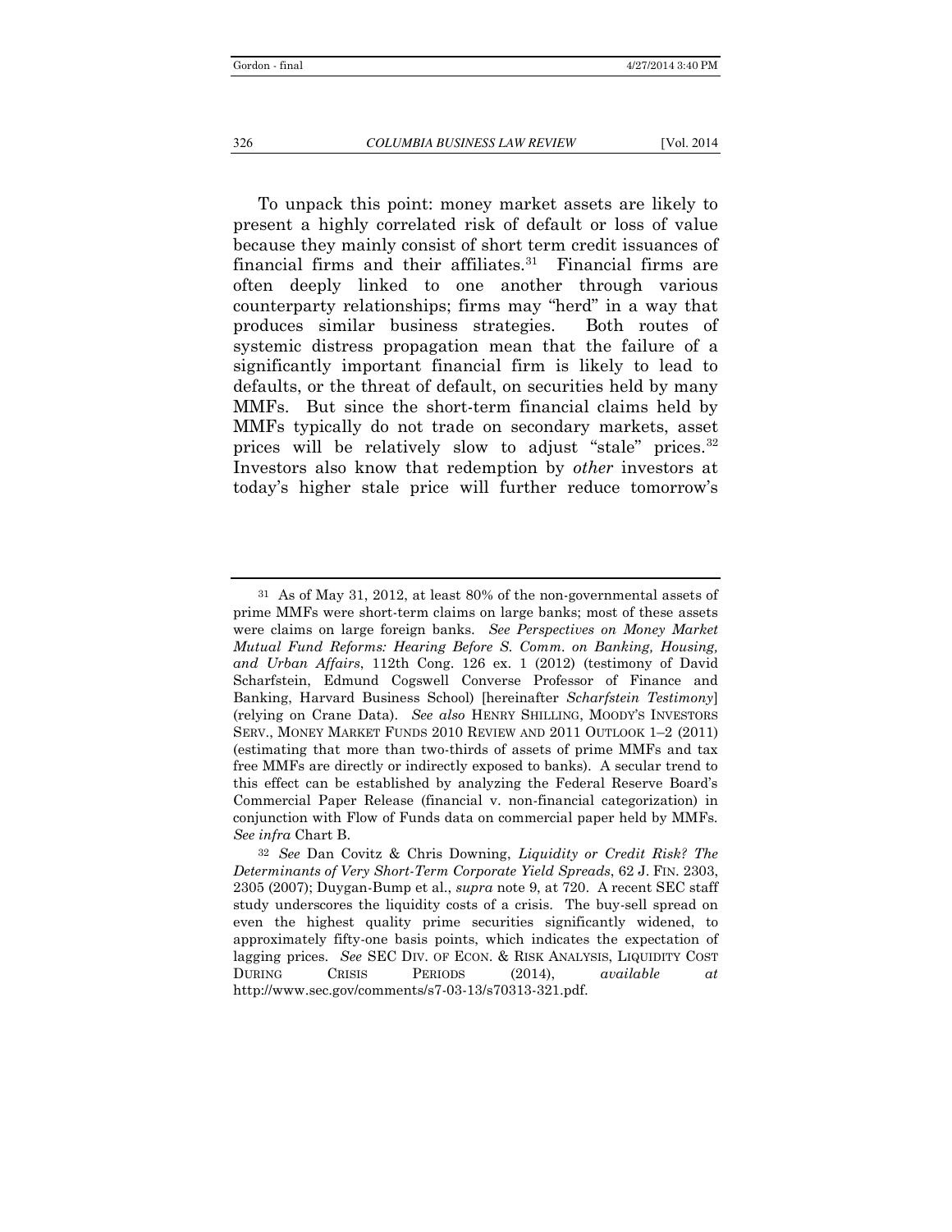To unpack this point: money market assets are likely to present a highly correlated risk of default or loss of value because they mainly consist of short term credit issuances of financial firms and their affiliates.[31] Financial firms are often deeply linked to one another through various counterparty relationships; firms may "herd" in a way that produces similar business strategies. Both routes of systemic distress propagation mean that the failure of a significantly important financial firm is likely to lead to defaults, or the threat of default, on securities held by many MMFs. But since the short-term financial claims held by MMFs typically do not trade on secondary markets, asset prices will be relatively slow to adjust "stale" prices.[32] Investors also know that redemption by *other* investors at today's higher stale price will further reduce tomorrow's

---

[31] As of May 31, 2012, at least 80% of the non-governmental assets of prime MMFs were short-term claims on large banks; most of these assets were claims on large foreign banks. *See Perspectives on Money Market Mutual Fund Reforms: Hearing Before S. Comm. on Banking, Housing, and Urban Affairs*, 112th Cong. 126 ex. 1 (2012) (testimony of David Scharfstein, Edmund Cogswell Converse Professor of Finance and Banking, Harvard Business School) [hereinafter *Scharfstein Testimony*] (relying on Crane Data). *See also* HENRY SHILLING, MOODY'S INVESTORS SERV., MONEY MARKET FUNDS 2010 REVIEW AND 2011 OUTLOOK 1–2 (2011) (estimating that more than two-thirds of assets of prime MMFs and tax free MMFs are directly or indirectly exposed to banks). A secular trend to this effect can be established by analyzing the Federal Reserve Board's Commercial Paper Release (financial v. non-financial categorization) in conjunction with Flow of Funds data on commercial paper held by MMFs. *See infra* Chart B.

[32] *See* Dan Covitz & Chris Downing, *Liquidity or Credit Risk? The Determinants of Very Short-Term Corporate Yield Spreads*, 62 J. FIN. 2303, 2305 (2007); Duygan-Bump et al., *supra* note 9, at 720. A recent SEC staff study underscores the liquidity costs of a crisis. The buy-sell spread on even the highest quality prime securities significantly widened, to approximately fifty-one basis points, which indicates the expectation of lagging prices. *See* SEC DIV. OF ECON. & RISK ANALYSIS, LIQUIDITY COST DURING CRISIS PERIODS (2014), *available at* http://www.sec.gov/comments/s7-03-13/s70313-321.pdf.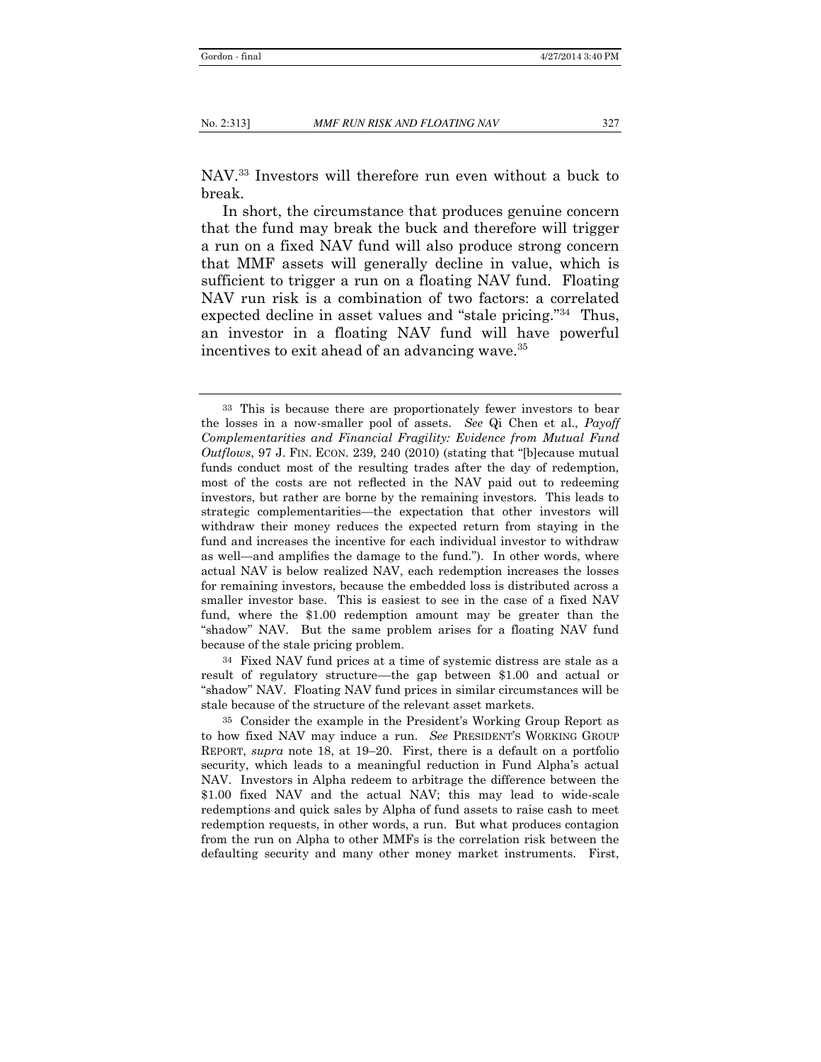NAV.[33] Investors will therefore run even without a buck to break.

In short, the circumstance that produces genuine concern that the fund may break the buck and therefore will trigger a run on a fixed NAV fund will also produce strong concern that MMF assets will generally decline in value, which is sufficient to trigger a run on a floating NAV fund. Floating NAV run risk is a combination of two factors: a correlated expected decline in asset values and "stale pricing."[34] Thus, an investor in a floating NAV fund will have powerful incentives to exit ahead of an advancing wave.[35]

---

[33] This is because there are proportionately fewer investors to bear the losses in a now-smaller pool of assets. *See* Qi Chen et al., *Payoff Complementarities and Financial Fragility: Evidence from Mutual Fund Outflows*, 97 J. FIN. ECON. 239, 240 (2010) (stating that "[b]ecause mutual funds conduct most of the resulting trades after the day of redemption, most of the costs are not reflected in the NAV paid out to redeeming investors, but rather are borne by the remaining investors. This leads to strategic complementarities—the expectation that other investors will withdraw their money reduces the expected return from staying in the fund and increases the incentive for each individual investor to withdraw as well—and amplifies the damage to the fund."). In other words, where actual NAV is below realized NAV, each redemption increases the losses for remaining investors, because the embedded loss is distributed across a smaller investor base. This is easiest to see in the case of a fixed NAV fund, where the $1.00 redemption amount may be greater than the "shadow" NAV. But the same problem arises for a floating NAV fund because of the stale pricing problem.

[34] Fixed NAV fund prices at a time of systemic distress are stale as a result of regulatory structure—the gap between $1.00 and actual or "shadow" NAV. Floating NAV fund prices in similar circumstances will be stale because of the structure of the relevant asset markets.

[35] Consider the example in the President's Working Group Report as to how fixed NAV may induce a run. *See* PRESIDENT'S WORKING GROUP REPORT, *supra* note 18, at 19–20. First, there is a default on a portfolio security, which leads to a meaningful reduction in Fund Alpha's actual NAV. Investors in Alpha redeem to arbitrage the difference between the $1.00 fixed NAV and the actual NAV; this may lead to wide-scale redemptions and quick sales by Alpha of fund assets to raise cash to meet redemption requests, in other words, a run. But what produces contagion from the run on Alpha to other MMFs is the correlation risk between the defaulting security and many other money market instruments. First,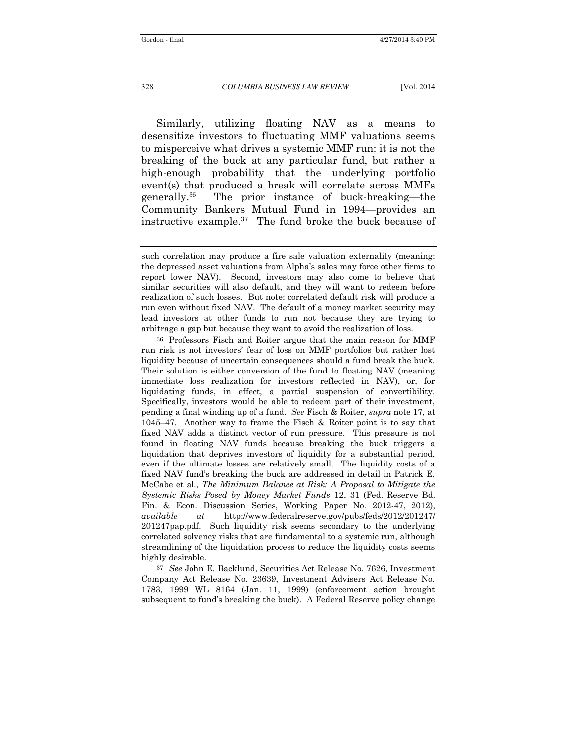Similarly, utilizing floating NAV as a means to desensitize investors to fluctuating MMF valuations seems to misperceive what drives a systemic MMF run: it is not the breaking of the buck at any particular fund, but rather a high-enough probability that the underlying portfolio event(s) that produced a break will correlate across MMFs generally.[36] The prior instance of buck-breaking—the Community Bankers Mutual Fund in 1994—provides an instructive example.[37] The fund broke the buck because of

---

such correlation may produce a fire sale valuation externality (meaning: the depressed asset valuations from Alpha's sales may force other firms to report lower NAV). Second, investors may also come to believe that similar securities will also default, and they will want to redeem before realization of such losses. But note: correlated default risk will produce a run even without fixed NAV. The default of a money market security may lead investors at other funds to run not because they are trying to arbitrage a gap but because they want to avoid the realization of loss.

[36] Professors Fisch and Roiter argue that the main reason for MMF run risk is not investors' fear of loss on MMF portfolios but rather lost liquidity because of uncertain consequences should a fund break the buck. Their solution is either conversion of the fund to floating NAV (meaning immediate loss realization for investors reflected in NAV), or, for liquidating funds, in effect, a partial suspension of convertibility. Specifically, investors would be able to redeem part of their investment, pending a final winding up of a fund. *See* Fisch & Roiter, *supra* note 17, at 1045–47. Another way to frame the Fisch & Roiter point is to say that fixed NAV adds a distinct vector of run pressure. This pressure is not found in floating NAV funds because breaking the buck triggers a liquidation that deprives investors of liquidity for a substantial period, even if the ultimate losses are relatively small. The liquidity costs of a fixed NAV fund's breaking the buck are addressed in detail in Patrick E. McCabe et al., *The Minimum Balance at Risk: A Proposal to Mitigate the Systemic Risks Posed by Money Market Funds* 12, 31 (Fed. Reserve Bd. Fin. & Econ. Discussion Series, Working Paper No. 2012-47, 2012), *available at* http://www.federalreserve.gov/pubs/feds/2012/201247/201247pap.pdf. Such liquidity risk seems secondary to the underlying correlated solvency risks that are fundamental to a systemic run, although streamlining of the liquidation process to reduce the liquidity costs seems highly desirable.

[37] *See* John E. Backlund, Securities Act Release No. 7626, Investment Company Act Release No. 23639, Investment Advisers Act Release No. 1783, 1999 WL 8164 (Jan. 11, 1999) (enforcement action brought subsequent to fund's breaking the buck). A Federal Reserve policy change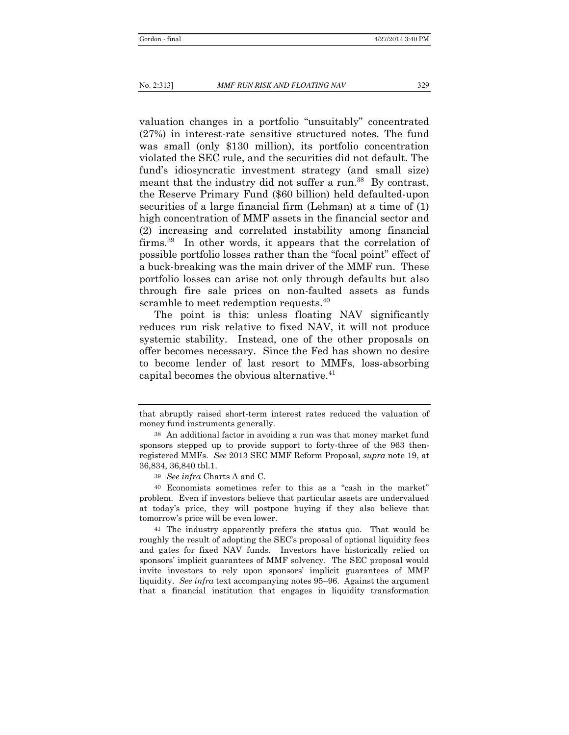valuation changes in a portfolio "unsuitably" concentrated (27%) in interest-rate sensitive structured notes. The fund was small (only $130 million), its portfolio concentration violated the SEC rule, and the securities did not default. The fund's idiosyncratic investment strategy (and small size) meant that the industry did not suffer a run.[38] By contrast, the Reserve Primary Fund ($60 billion) held defaulted-upon securities of a large financial firm (Lehman) at a time of (1) high concentration of MMF assets in the financial sector and (2) increasing and correlated instability among financial firms.[39] In other words, it appears that the correlation of possible portfolio losses rather than the "focal point" effect of a buck-breaking was the main driver of the MMF run. These portfolio losses can arise not only through defaults but also through fire sale prices on non-faulted assets as funds scramble to meet redemption requests.[40]

The point is this: unless floating NAV significantly reduces run risk relative to fixed NAV, it will not produce systemic stability. Instead, one of the other proposals on offer becomes necessary. Since the Fed has shown no desire to become lender of last resort to MMFs, loss-absorbing capital becomes the obvious alternative.[41]

---

that abruptly raised short-term interest rates reduced the valuation of money fund instruments generally.

[38] An additional factor in avoiding a run was that money market fund sponsors stepped up to provide support to forty-three of the 963 then-registered MMFs. *See* 2013 SEC MMF Reform Proposal, *supra* note 19, at 36,834, 36,840 tbl.1.

[39] *See infra* Charts A and C.

[40] Economists sometimes refer to this as a "cash in the market" problem. Even if investors believe that particular assets are undervalued at today's price, they will postpone buying if they also believe that tomorrow's price will be even lower.

[41] The industry apparently prefers the status quo. That would be roughly the result of adopting the SEC's proposal of optional liquidity fees and gates for fixed NAV funds. Investors have historically relied on sponsors' implicit guarantees of MMF solvency. The SEC proposal would invite investors to rely upon sponsors' implicit guarantees of MMF liquidity. *See infra* text accompanying notes 95–96. Against the argument that a financial institution that engages in liquidity transformation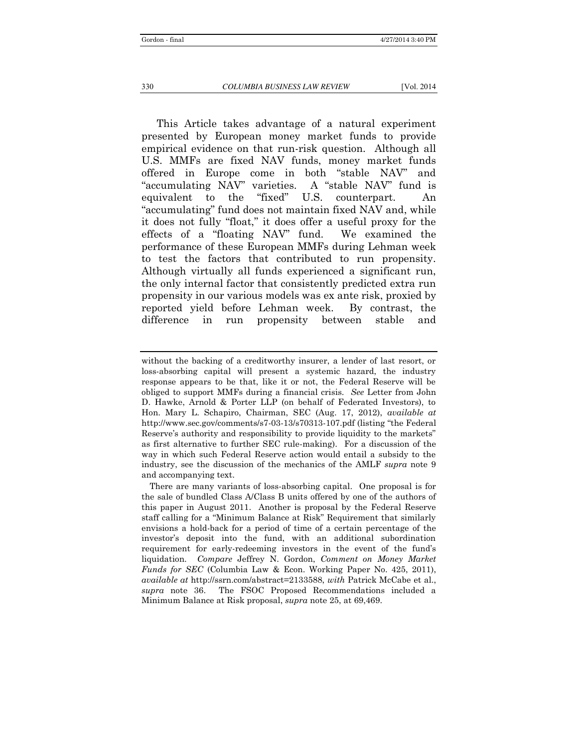This Article takes advantage of a natural experiment presented by European money market funds to provide empirical evidence on that run-risk question. Although all U.S. MMFs are fixed NAV funds, money market funds offered in Europe come in both "stable NAV" and "accumulating NAV" varieties. A "stable NAV" fund is equivalent to the "fixed" U.S. counterpart. An "accumulating" fund does not maintain fixed NAV and, while it does not fully "float," it does offer a useful proxy for the effects of a "floating NAV" fund. We examined the performance of these European MMFs during Lehman week to test the factors that contributed to run propensity. Although virtually all funds experienced a significant run, the only internal factor that consistently predicted extra run propensity in our various models was ex ante risk, proxied by reported yield before Lehman week. By contrast, the difference in run propensity between stable and

---

without the backing of a creditworthy insurer, a lender of last resort, or loss-absorbing capital will present a systemic hazard, the industry response appears to be that, like it or not, the Federal Reserve will be obliged to support MMFs during a financial crisis. *See* Letter from John D. Hawke, Arnold & Porter LLP (on behalf of Federated Investors), to Hon. Mary L. Schapiro, Chairman, SEC (Aug. 17, 2012), *available at* http://www.sec.gov/comments/s7-03-13/s70313-107.pdf (listing "the Federal Reserve's authority and responsibility to provide liquidity to the markets" as first alternative to further SEC rule-making). For a discussion of the way in which such Federal Reserve action would entail a subsidy to the industry, see the discussion of the mechanics of the AMLF *supra* note 9 and accompanying text.

There are many variants of loss-absorbing capital. One proposal is for the sale of bundled Class A/Class B units offered by one of the authors of this paper in August 2011. Another is proposal by the Federal Reserve staff calling for a "Minimum Balance at Risk" Requirement that similarly envisions a hold-back for a period of time of a certain percentage of the investor's deposit into the fund, with an additional subordination requirement for early-redeeming investors in the event of the fund's liquidation. *Compare* Jeffrey N. Gordon, *Comment on Money Market Funds for SEC* (Columbia Law & Econ. Working Paper No. 425, 2011), *available at* http://ssrn.com/abstract=2133588, *with* Patrick McCabe et al., *supra* note 36. The FSOC Proposed Recommendations included a Minimum Balance at Risk proposal, *supra* note 25, at 69,469.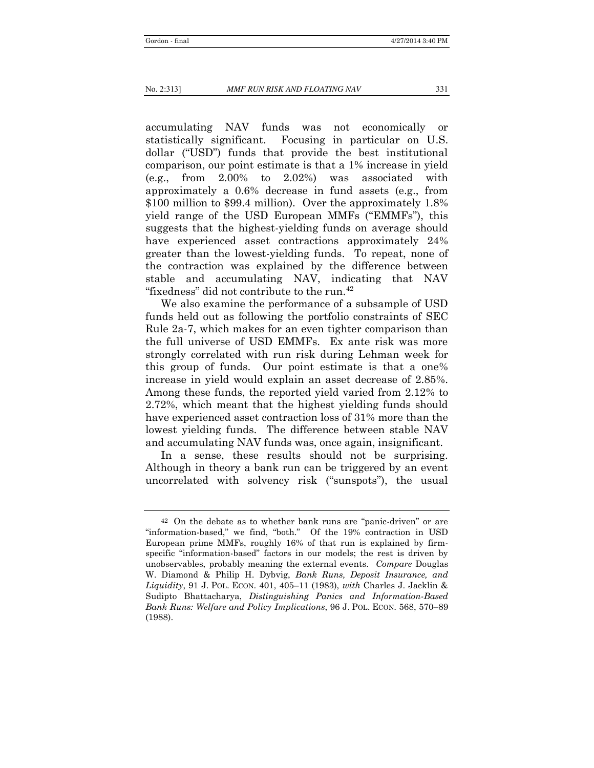accumulating NAV funds was not economically or statistically significant. Focusing in particular on U.S. dollar ("USD") funds that provide the best institutional comparison, our point estimate is that a 1% increase in yield (e.g., from 2.00% to 2.02%) was associated with approximately a 0.6% decrease in fund assets (e.g., from \$100 million to \$99.4 million). Over the approximately 1.8% yield range of the USD European MMFs ("EMMFs"), this suggests that the highest-yielding funds on average should have experienced asset contractions approximately 24% greater than the lowest-yielding funds. To repeat, none of the contraction was explained by the difference between stable and accumulating NAV, indicating that NAV "fixedness" did not contribute to the run.[42]

We also examine the performance of a subsample of USD funds held out as following the portfolio constraints of SEC Rule 2a-7, which makes for an even tighter comparison than the full universe of USD EMMFs. Ex ante risk was more strongly correlated with run risk during Lehman week for this group of funds. Our point estimate is that a one% increase in yield would explain an asset decrease of 2.85%. Among these funds, the reported yield varied from 2.12% to 2.72%, which meant that the highest yielding funds should have experienced asset contraction loss of 31% more than the lowest yielding funds. The difference between stable NAV and accumulating NAV funds was, once again, insignificant.

In a sense, these results should not be surprising. Although in theory a bank run can be triggered by an event uncorrelated with solvency risk ("sunspots"), the usual

---

[42] On the debate as to whether bank runs are "panic-driven" or are "information-based," we find, "both." Of the 19% contraction in USD European prime MMFs, roughly 16% of that run is explained by firm-specific "information-based" factors in our models; the rest is driven by unobservables, probably meaning the external events. *Compare* Douglas W. Diamond & Philip H. Dybvig, *Bank Runs, Deposit Insurance, and Liquidity*, 91 J. POL. ECON. 401, 405–11 (1983), *with* Charles J. Jacklin & Sudipto Bhattacharya, *Distinguishing Panics and Information-Based Bank Runs: Welfare and Policy Implications*, 96 J. POL. ECON. 568, 570–89 (1988).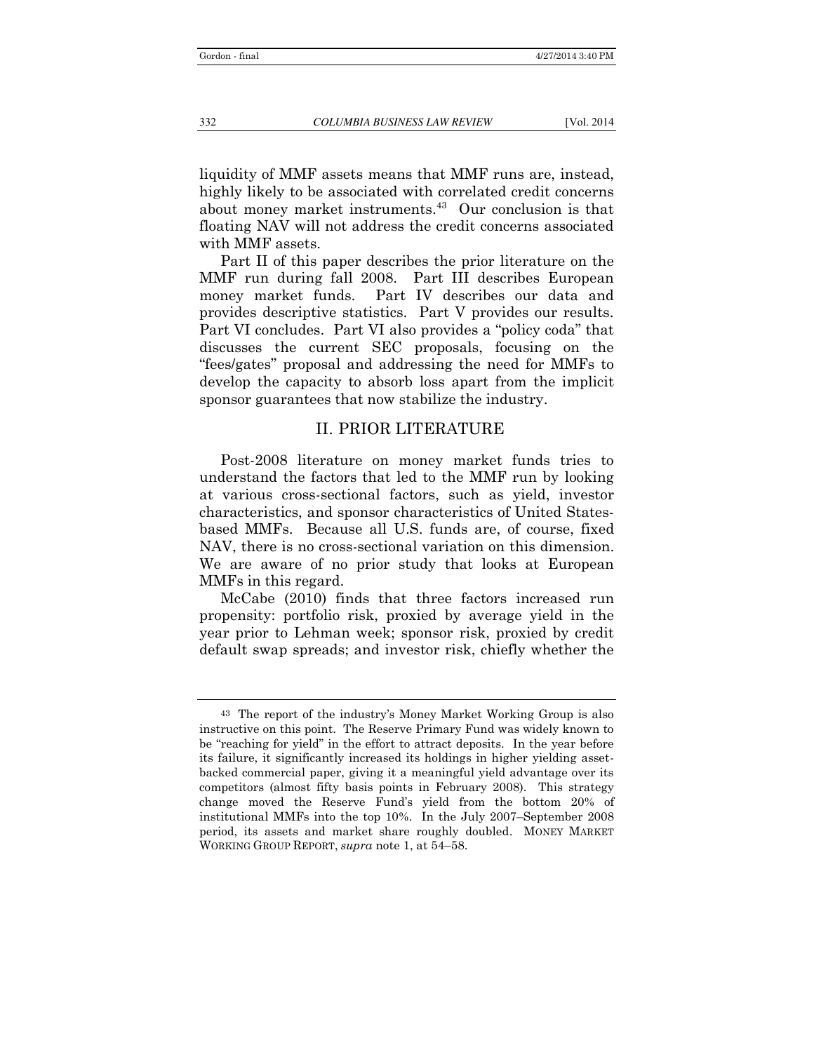liquidity of MMF assets means that MMF runs are, instead, highly likely to be associated with correlated credit concerns about money market instruments.[43] Our conclusion is that floating NAV will not address the credit concerns associated with MMF assets.

Part II of this paper describes the prior literature on the MMF run during fall 2008. Part III describes European money market funds. Part IV describes our data and provides descriptive statistics. Part V provides our results. Part VI concludes. Part VI also provides a "policy coda" that discusses the current SEC proposals, focusing on the "fees/gates" proposal and addressing the need for MMFs to develop the capacity to absorb loss apart from the implicit sponsor guarantees that now stabilize the industry.

## II. PRIOR LITERATURE

Post-2008 literature on money market funds tries to understand the factors that led to the MMF run by looking at various cross-sectional factors, such as yield, investor characteristics, and sponsor characteristics of United States-based MMFs. Because all U.S. funds are, of course, fixed NAV, there is no cross-sectional variation on this dimension. We are aware of no prior study that looks at European MMFs in this regard.

McCabe (2010) finds that three factors increased run propensity: portfolio risk, proxied by average yield in the year prior to Lehman week; sponsor risk, proxied by credit default swap spreads; and investor risk, chiefly whether the

---

[43] The report of the industry's Money Market Working Group is also instructive on this point. The Reserve Primary Fund was widely known to be "reaching for yield" in the effort to attract deposits. In the year before its failure, it significantly increased its holdings in higher yielding asset-backed commercial paper, giving it a meaningful yield advantage over its competitors (almost fifty basis points in February 2008). This strategy change moved the Reserve Fund's yield from the bottom 20% of institutional MMFs into the top 10%. In the July 2007–September 2008 period, its assets and market share roughly doubled. MONEY MARKET WORKING GROUP REPORT, *supra* note 1, at 54–58.